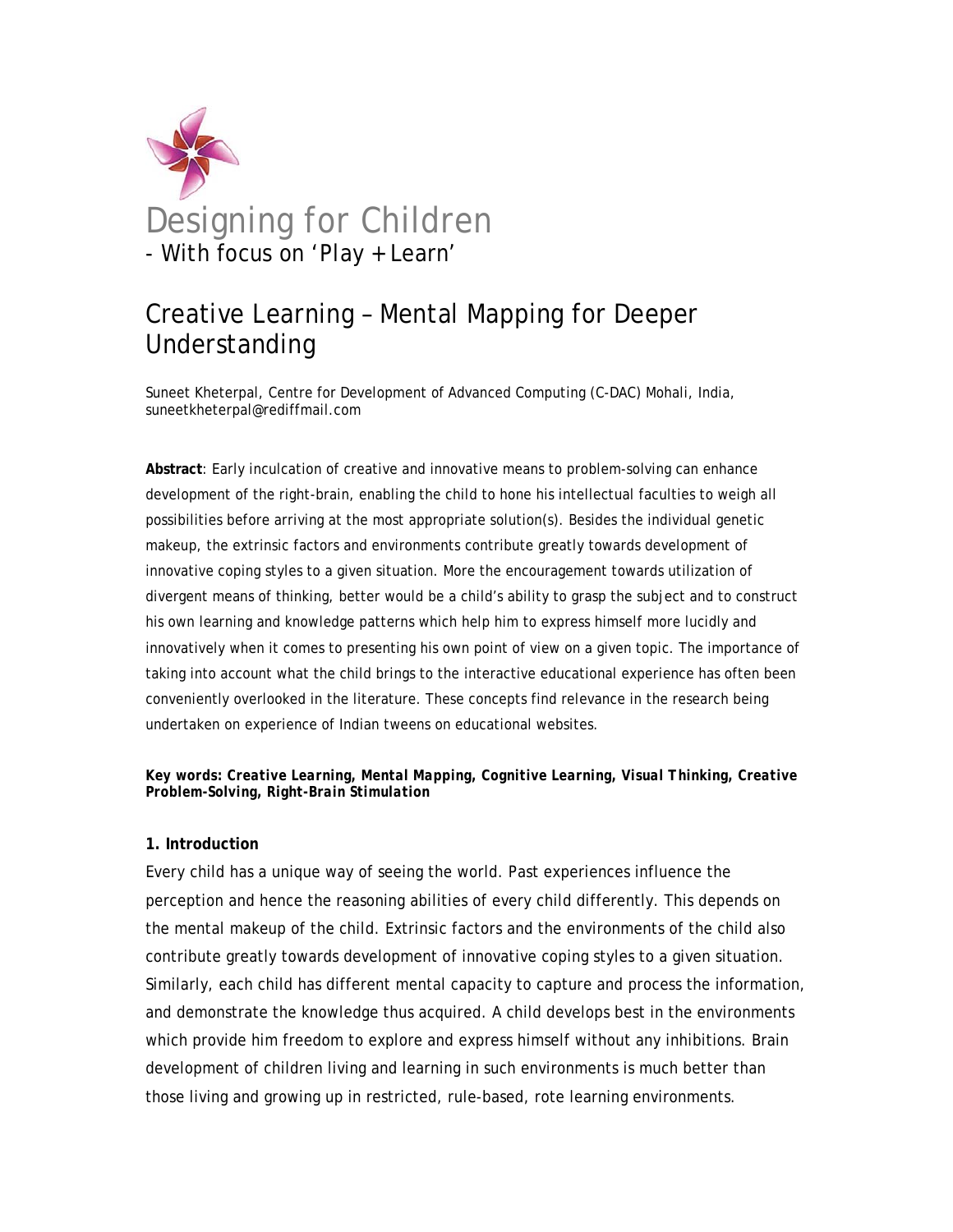# Designing for Children

- With focus on 'Play + Learn'

## Creative Learning – Mental Mapping for Deeper Understanding

Suneet Kheterpal, Centre for Development of Advanced Computing (C-DAC) Mohali, India, suneetkheterpal@rediffmail.com

**Abstract**: Early inculcation of creative and innovative means to problem-solving can enhance development of the right-brain, enabling the child to hone his intellectual faculties to weigh all possibilities before arriving at the most appropriate solution(s). Besides the individual genetic makeup, the extrinsic factors and environments contribute greatly towards development of innovative coping styles to a given situation. More the encouragement towards utilization of divergent means of thinking, better would be a child's ability to grasp the subject and to construct his own learning and knowledge patterns which help him to express himself more lucidly and innovatively when it comes to presenting his own point of view on a given topic. The importance of taking into account what the child brings to the interactive educational experience has often been conveniently overlooked in the literature. These concepts find relevance in the research being undertaken on experience of Indian tweens on educational websites.

***Key words: Creative Learning, Mental Mapping, Cognitive Learning, Visual Thinking, Creative Problem-Solving, Right-Brain Stimulation***

### 1. Introduction

Every child has a unique way of seeing the world. Past experiences influence the perception and hence the reasoning abilities of every child differently. This depends on the mental makeup of the child. Extrinsic factors and the environments of the child also contribute greatly towards development of innovative coping styles to a given situation. Similarly, each child has different mental capacity to capture and process the information, and demonstrate the knowledge thus acquired. A child develops best in the environments which provide him freedom to explore and express himself without any inhibitions. Brain development of children living and learning in such environments is much better than those living and growing up in restricted, rule-based, rote learning environments.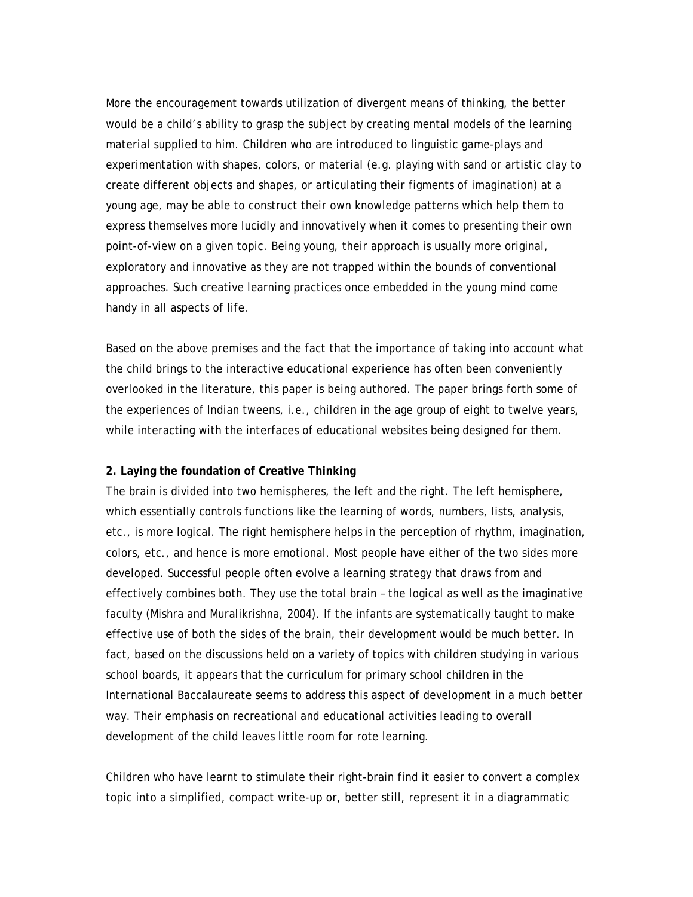More the encouragement towards utilization of divergent means of thinking, the better would be a child's ability to grasp the subject by creating mental models of the learning material supplied to him. Children who are introduced to linguistic game-plays and experimentation with shapes, colors, or material (e.g. playing with sand or artistic clay to create different objects and shapes, or articulating their figments of imagination) at a young age, may be able to construct their own knowledge patterns which help them to express themselves more lucidly and innovatively when it comes to presenting their own point-of-view on a given topic. Being young, their approach is usually more original, exploratory and innovative as they are not trapped within the bounds of conventional approaches. Such creative learning practices once embedded in the young mind come handy in all aspects of life.

Based on the above premises and the fact that the importance of taking into account what the child brings to the interactive educational experience has often been conveniently overlooked in the literature, this paper is being authored. The paper brings forth some of the experiences of Indian tweens, i.e., children in the age group of eight to twelve years, while interacting with the interfaces of educational websites being designed for them.

**2. Laying the foundation of Creative Thinking**

The brain is divided into two hemispheres, the left and the right. The left hemisphere, which essentially controls functions like the learning of words, numbers, lists, analysis, etc., is more logical. The right hemisphere helps in the perception of rhythm, imagination, colors, etc., and hence is more emotional. Most people have either of the two sides more developed. Successful people often evolve a learning strategy that draws from and effectively combines both. They use the total brain – the logical as well as the imaginative faculty (Mishra and Muralikrishna, 2004). If the infants are systematically taught to make effective use of both the sides of the brain, their development would be much better. In fact, based on the discussions held on a variety of topics with children studying in various school boards, it appears that the curriculum for primary school children in the International Baccalaureate seems to address this aspect of development in a much better way. Their emphasis on recreational and educational activities leading to overall development of the child leaves little room for rote learning.

Children who have learnt to stimulate their right-brain find it easier to convert a complex topic into a simplified, compact write-up or, better still, represent it in a diagrammatic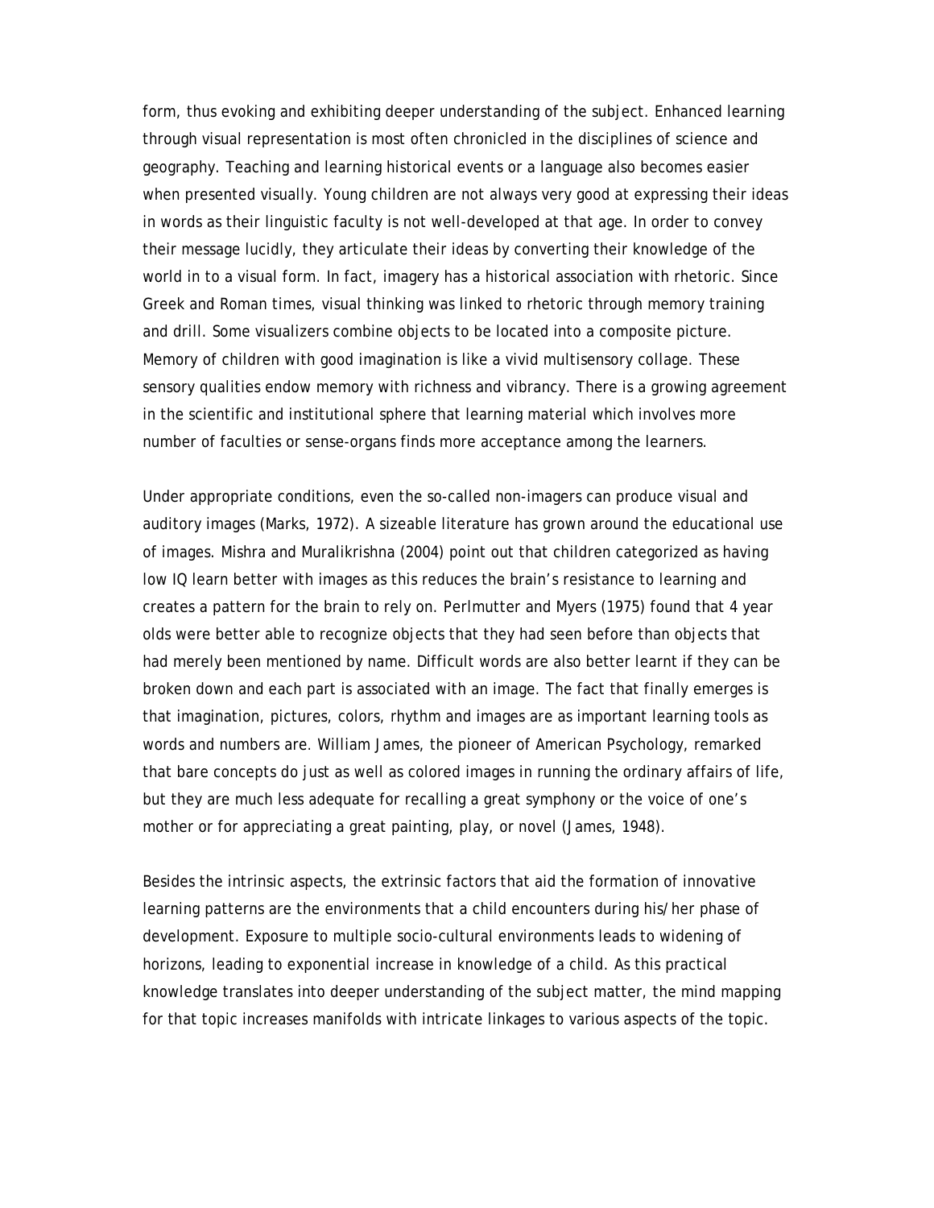form, thus evoking and exhibiting deeper understanding of the subject. Enhanced learning through visual representation is most often chronicled in the disciplines of science and geography. Teaching and learning historical events or a language also becomes easier when presented visually. Young children are not always very good at expressing their ideas in words as their linguistic faculty is not well-developed at that age. In order to convey their message lucidly, they articulate their ideas by converting their knowledge of the world in to a visual form. In fact, imagery has a historical association with rhetoric. Since Greek and Roman times, visual thinking was linked to rhetoric through memory training and drill. Some visualizers combine objects to be located into a composite picture. Memory of children with good imagination is like a vivid multisensory collage. These sensory qualities endow memory with richness and vibrancy. There is a growing agreement in the scientific and institutional sphere that learning material which involves more number of faculties or sense-organs finds more acceptance among the learners.

Under appropriate conditions, even the so-called non-imagers can produce visual and auditory images (Marks, 1972). A sizeable literature has grown around the educational use of images. Mishra and Muralikrishna (2004) point out that children categorized as having low IQ learn better with images as this reduces the brain's resistance to learning and creates a pattern for the brain to rely on. Perlmutter and Myers (1975) found that 4 year olds were better able to recognize objects that they had seen before than objects that had merely been mentioned by name. Difficult words are also better learnt if they can be broken down and each part is associated with an image. The fact that finally emerges is that imagination, pictures, colors, rhythm and images are as important learning tools as words and numbers are. William James, the pioneer of American Psychology, remarked that bare concepts do just as well as colored images in running the ordinary affairs of life, but they are much less adequate for recalling a great symphony or the voice of one's mother or for appreciating a great painting, play, or novel (James, 1948).

Besides the intrinsic aspects, the extrinsic factors that aid the formation of innovative learning patterns are the environments that a child encounters during his/her phase of development. Exposure to multiple socio-cultural environments leads to widening of horizons, leading to exponential increase in knowledge of a child. As this practical knowledge translates into deeper understanding of the subject matter, the mind mapping for that topic increases manifolds with intricate linkages to various aspects of the topic.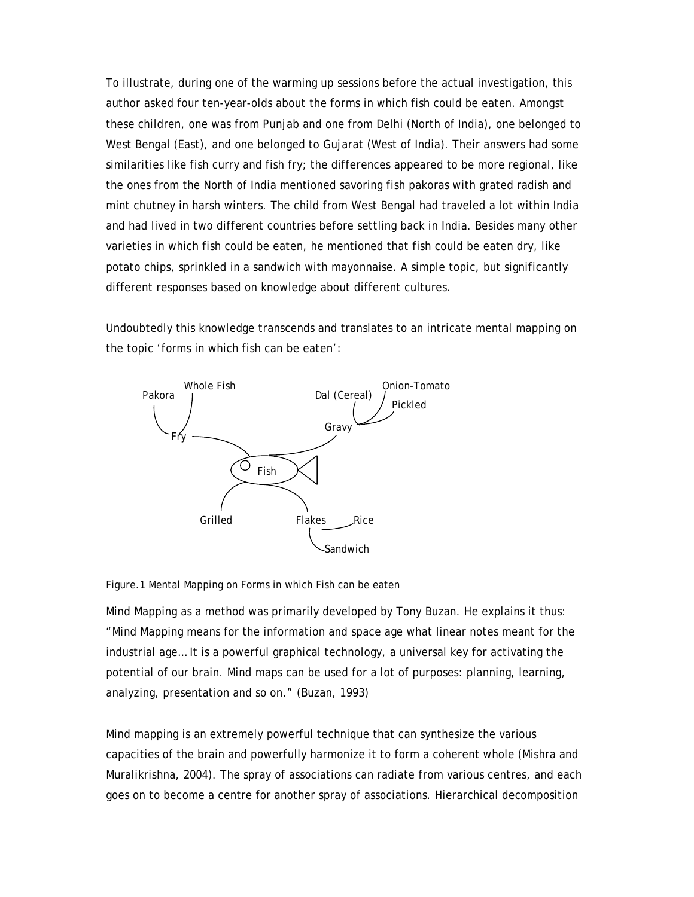To illustrate, during one of the warming up sessions before the actual investigation, this author asked four ten-year-olds about the forms in which fish could be eaten. Amongst these children, one was from Punjab and one from Delhi (North of India), one belonged to West Bengal (East), and one belonged to Gujarat (West of India). Their answers had some similarities like fish curry and fish fry; the differences appeared to be more regional, like the ones from the North of India mentioned savoring fish pakoras with grated radish and mint chutney in harsh winters. The child from West Bengal had traveled a lot within India and had lived in two different countries before settling back in India. Besides many other varieties in which fish could be eaten, he mentioned that fish could be eaten dry, like potato chips, sprinkled in a sandwich with mayonnaise. A simple topic, but significantly different responses based on knowledge about different cultures.

Undoubtedly this knowledge transcends and translates to an intricate mental mapping on the topic 'forms in which fish can be eaten':

Pakora, Whole Fish, Fry, Dal (Cereal), Onion-Tomato, Pickled, Gravy, Fish, Grilled, Flakes, Rice, Sandwich

Figure.1 Mental Mapping on Forms in which Fish can be eaten

Mind Mapping as a method was primarily developed by Tony Buzan. He explains it thus: "Mind Mapping means for the information and space age what linear notes meant for the industrial age… It is a powerful graphical technology, a universal key for activating the potential of our brain. Mind maps can be used for a lot of purposes: planning, learning, analyzing, presentation and so on." (Buzan, 1993)

Mind mapping is an extremely powerful technique that can synthesize the various capacities of the brain and powerfully harmonize it to form a coherent whole (Mishra and Muralikrishna, 2004). The spray of associations can radiate from various centres, and each goes on to become a centre for another spray of associations. Hierarchical decomposition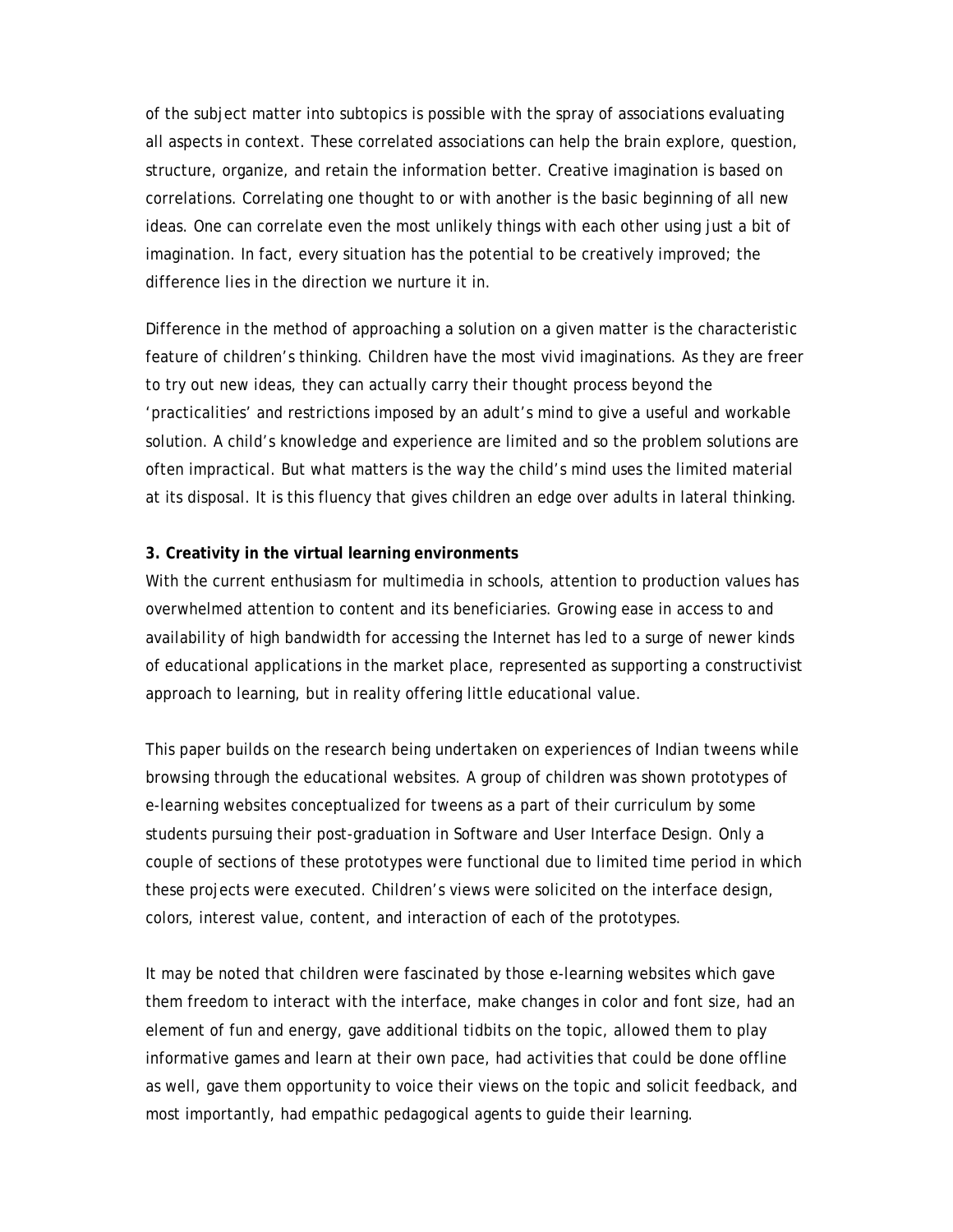of the subject matter into subtopics is possible with the spray of associations evaluating all aspects in context. These correlated associations can help the brain explore, question, structure, organize, and retain the information better. Creative imagination is based on correlations. Correlating one thought to or with another is the basic beginning of all new ideas. One can correlate even the most unlikely things with each other using just a bit of imagination. In fact, every situation has the potential to be creatively improved; the difference lies in the direction we nurture it in.

Difference in the method of approaching a solution on a given matter is the characteristic feature of children's thinking. Children have the most vivid imaginations. As they are freer to try out new ideas, they can actually carry their thought process beyond the 'practicalities' and restrictions imposed by an adult's mind to give a useful and workable solution. A child's knowledge and experience are limited and so the problem solutions are often impractical. But what matters is the way the child's mind uses the limited material at its disposal. It is this fluency that gives children an edge over adults in lateral thinking.

### 3. Creativity in the virtual learning environments

With the current enthusiasm for multimedia in schools, attention to production values has overwhelmed attention to content and its beneficiaries. Growing ease in access to and availability of high bandwidth for accessing the Internet has led to a surge of newer kinds of educational applications in the market place, represented as supporting a constructivist approach to learning, but in reality offering little educational value.

This paper builds on the research being undertaken on experiences of Indian tweens while browsing through the educational websites. A group of children was shown prototypes of e-learning websites conceptualized for tweens as a part of their curriculum by some students pursuing their post-graduation in Software and User Interface Design. Only a couple of sections of these prototypes were functional due to limited time period in which these projects were executed. Children's views were solicited on the interface design, colors, interest value, content, and interaction of each of the prototypes.

It may be noted that children were fascinated by those e-learning websites which gave them freedom to interact with the interface, make changes in color and font size, had an element of fun and energy, gave additional tidbits on the topic, allowed them to play informative games and learn at their own pace, had activities that could be done offline as well, gave them opportunity to voice their views on the topic and solicit feedback, and most importantly, had empathic pedagogical agents to guide their learning.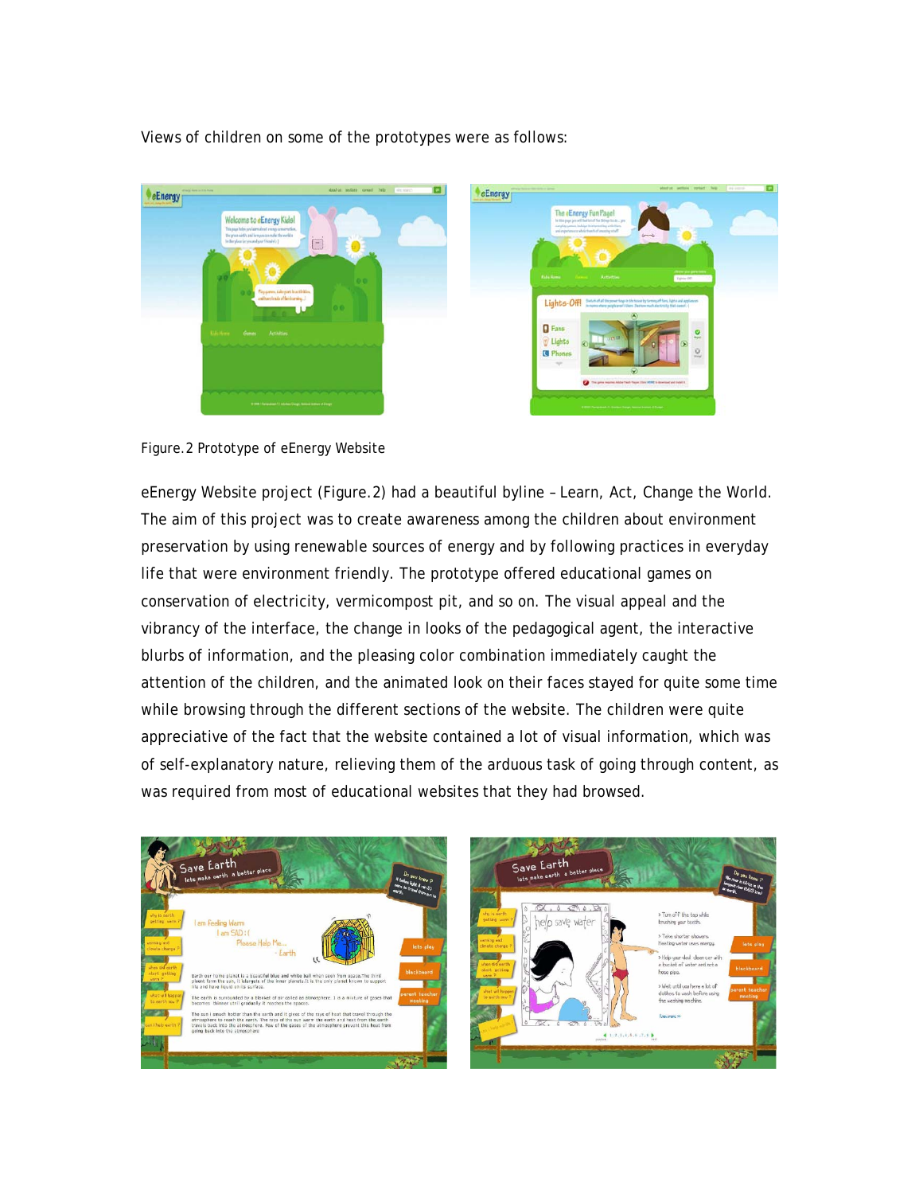Views of children on some of the prototypes were as follows:

Figure.2 Prototype of eEnergy Website

eEnergy Website project (Figure.2) had a beautiful byline – Learn, Act, Change the World. The aim of this project was to create awareness among the children about environment preservation by using renewable sources of energy and by following practices in everyday life that were environment friendly. The prototype offered educational games on conservation of electricity, vermicompost pit, and so on. The visual appeal and the vibrancy of the interface, the change in looks of the pedagogical agent, the interactive blurbs of information, and the pleasing color combination immediately caught the attention of the children, and the animated look on their faces stayed for quite some time while browsing through the different sections of the website. The children were quite appreciative of the fact that the website contained a lot of visual information, which was of self-explanatory nature, relieving them of the arduous task of going through content, as was required from most of educational websites that they had browsed.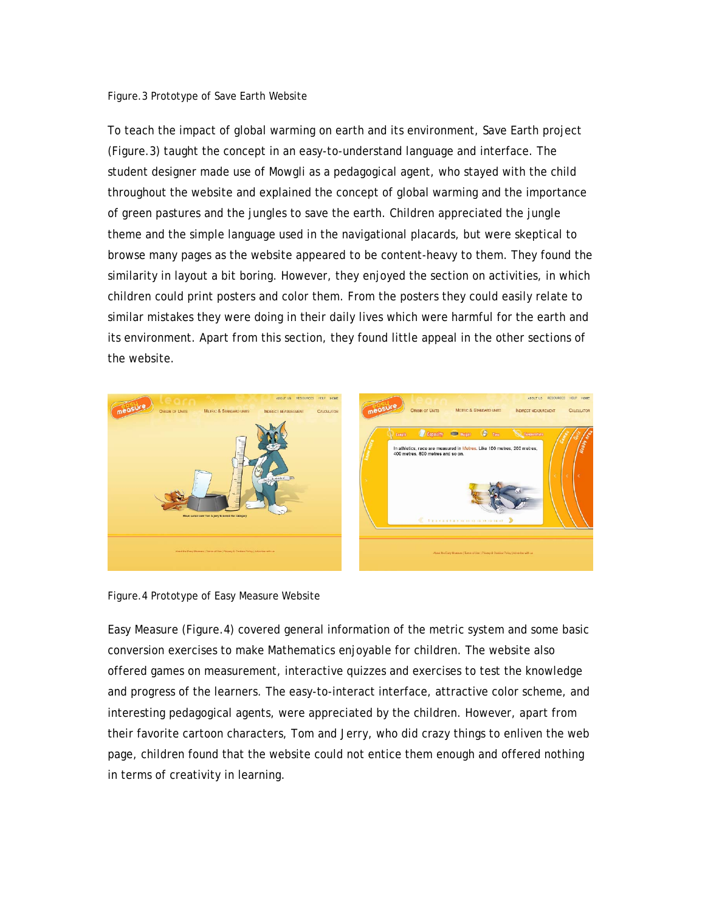Figure.3 Prototype of Save Earth Website

To teach the impact of global warming on earth and its environment, Save Earth project (Figure.3) taught the concept in an easy-to-understand language and interface. The student designer made use of Mowgli as a pedagogical agent, who stayed with the child throughout the website and explained the concept of global warming and the importance of green pastures and the jungles to save the earth. Children appreciated the jungle theme and the simple language used in the navigational placards, but were skeptical to browse many pages as the website appeared to be content-heavy to them. They found the similarity in layout a bit boring. However, they enjoyed the section on activities, in which children could print posters and color them. From the posters they could easily relate to similar mistakes they were doing in their daily lives which were harmful for the earth and its environment. Apart from this section, they found little appeal in the other sections of the website.

Figure.4 Prototype of Easy Measure Website

Easy Measure (Figure.4) covered general information of the metric system and some basic conversion exercises to make Mathematics enjoyable for children. The website also offered games on measurement, interactive quizzes and exercises to test the knowledge and progress of the learners. The easy-to-interact interface, attractive color scheme, and interesting pedagogical agents, were appreciated by the children. However, apart from their favorite cartoon characters, Tom and Jerry, who did crazy things to enliven the web page, children found that the website could not entice them enough and offered nothing in terms of creativity in learning.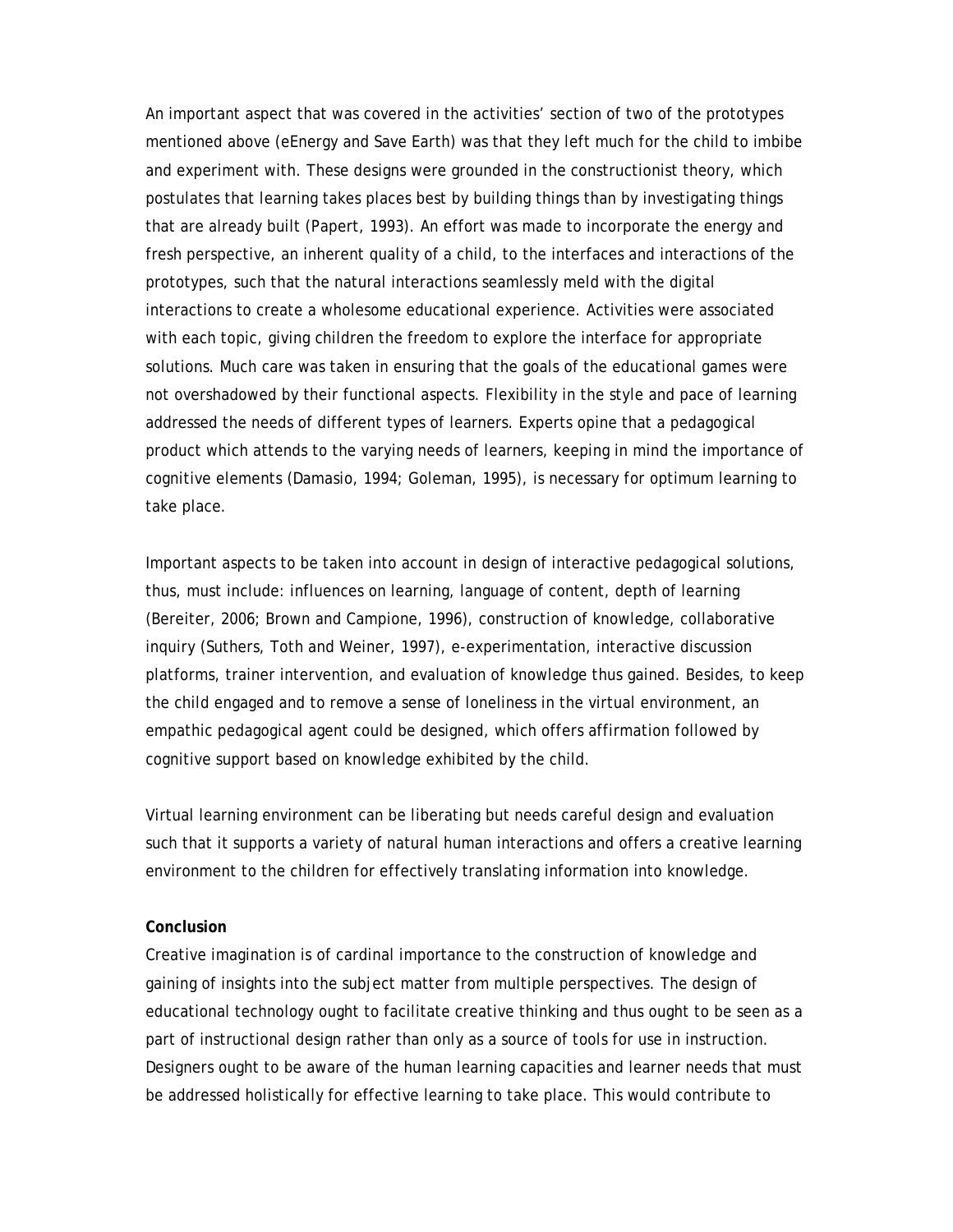An important aspect that was covered in the activities' section of two of the prototypes mentioned above (eEnergy and Save Earth) was that they left much for the child to imbibe and experiment with. These designs were grounded in the constructionist theory, which postulates that learning takes places best by building things than by investigating things that are already built (Papert, 1993). An effort was made to incorporate the energy and fresh perspective, an inherent quality of a child, to the interfaces and interactions of the prototypes, such that the natural interactions seamlessly meld with the digital interactions to create a wholesome educational experience. Activities were associated with each topic, giving children the freedom to explore the interface for appropriate solutions. Much care was taken in ensuring that the goals of the educational games were not overshadowed by their functional aspects. Flexibility in the style and pace of learning addressed the needs of different types of learners. Experts opine that a pedagogical product which attends to the varying needs of learners, keeping in mind the importance of cognitive elements (Damasio, 1994; Goleman, 1995), is necessary for optimum learning to take place.

Important aspects to be taken into account in design of interactive pedagogical solutions, thus, must include: influences on learning, language of content, depth of learning (Bereiter, 2006; Brown and Campione, 1996), construction of knowledge, collaborative inquiry (Suthers, Toth and Weiner, 1997), e-experimentation, interactive discussion platforms, trainer intervention, and evaluation of knowledge thus gained. Besides, to keep the child engaged and to remove a sense of loneliness in the virtual environment, an empathic pedagogical agent could be designed, which offers affirmation followed by cognitive support based on knowledge exhibited by the child.

Virtual learning environment can be liberating but needs careful design and evaluation such that it supports a variety of natural human interactions and offers a creative learning environment to the children for effectively translating information into knowledge.

**Conclusion**

Creative imagination is of cardinal importance to the construction of knowledge and gaining of insights into the subject matter from multiple perspectives. The design of educational technology ought to facilitate creative thinking and thus ought to be seen as a part of instructional design rather than only as a source of tools for use in instruction. Designers ought to be aware of the human learning capacities and learner needs that must be addressed holistically for effective learning to take place. This would contribute to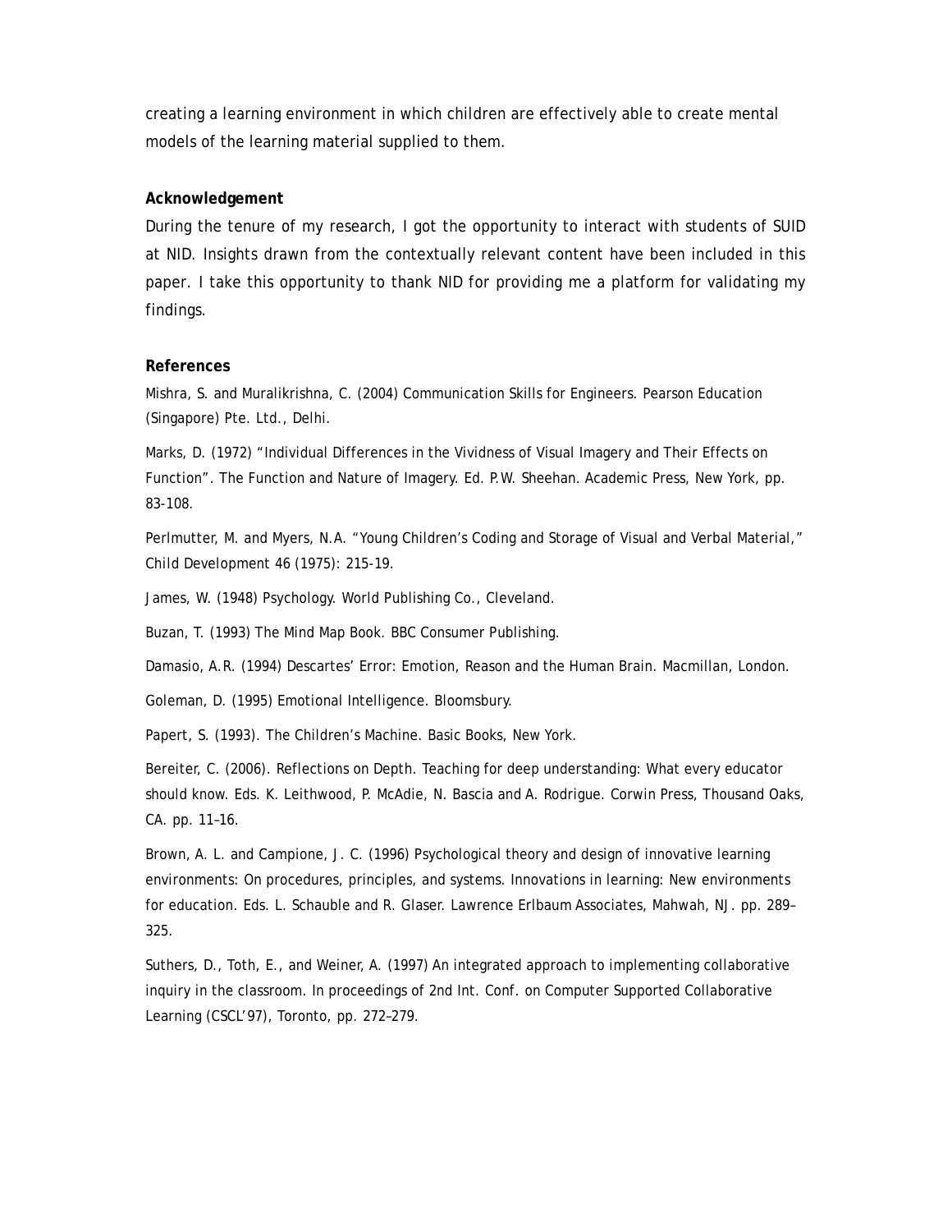creating a learning environment in which children are effectively able to create mental models of the learning material supplied to them.

**Acknowledgement**

During the tenure of my research, I got the opportunity to interact with students of SUID at NID. Insights drawn from the contextually relevant content have been included in this paper. I take this opportunity to thank NID for providing me a platform for validating my findings.

**References**

Mishra, S. and Muralikrishna, C. (2004) Communication Skills for Engineers. Pearson Education (Singapore) Pte. Ltd., Delhi.

Marks, D. (1972) "Individual Differences in the Vividness of Visual Imagery and Their Effects on Function". The Function and Nature of Imagery. Ed. P.W. Sheehan. Academic Press, New York, pp. 83-108.

Perlmutter, M. and Myers, N.A. "Young Children's Coding and Storage of Visual and Verbal Material," Child Development 46 (1975): 215-19.

James, W. (1948) Psychology. World Publishing Co., Cleveland.

Buzan, T. (1993) The Mind Map Book. BBC Consumer Publishing.

Damasio, A.R. (1994) Descartes' Error: Emotion, Reason and the Human Brain. Macmillan, London.

Goleman, D. (1995) Emotional Intelligence. Bloomsbury.

Papert, S. (1993). The Children's Machine. Basic Books, New York.

Bereiter, C. (2006). Reflections on Depth. Teaching for deep understanding: What every educator should know. Eds. K. Leithwood, P. McAdie, N. Bascia and A. Rodrigue. Corwin Press, Thousand Oaks, CA. pp. 11–16.

Brown, A. L. and Campione, J. C. (1996) Psychological theory and design of innovative learning environments: On procedures, principles, and systems. Innovations in learning: New environments for education. Eds. L. Schauble and R. Glaser. Lawrence Erlbaum Associates, Mahwah, NJ. pp. 289–325.

Suthers, D., Toth, E., and Weiner, A. (1997) An integrated approach to implementing collaborative inquiry in the classroom. In proceedings of 2nd Int. Conf. on Computer Supported Collaborative Learning (CSCL'97), Toronto, pp. 272–279.